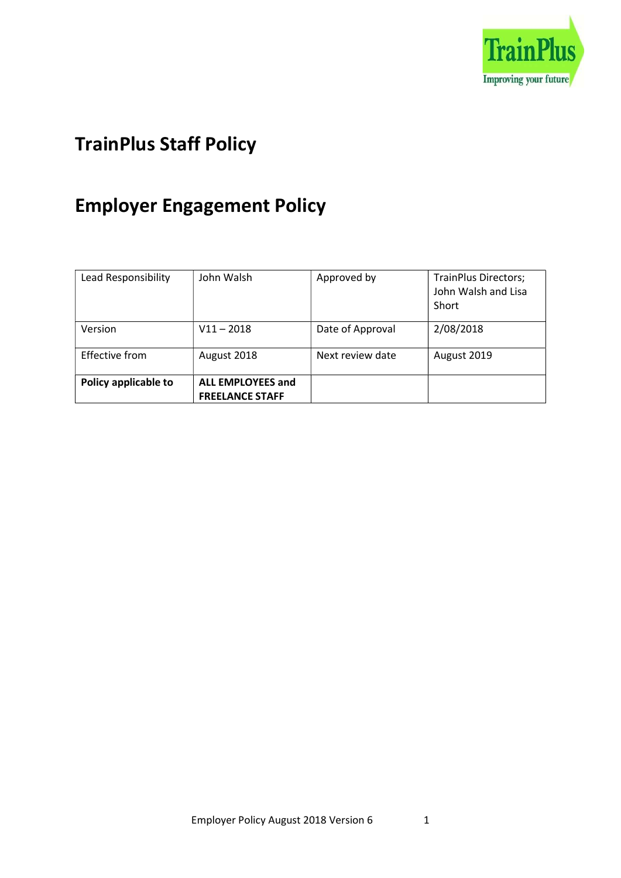# TrainPlus Staff Policy

# Employer Engagement Policy

| Lead Responsibility | John Walsh | Approved by | TrainPlus Directors; John Walsh and Lisa Short |
|---|---|---|---|
| Version | V11 – 2018 | Date of Approval | 2/08/2018 |
| Effective from | August 2018 | Next review date | August 2019 |
| **Policy applicable to** | **ALL EMPLOYEES and FREELANCE STAFF** | | |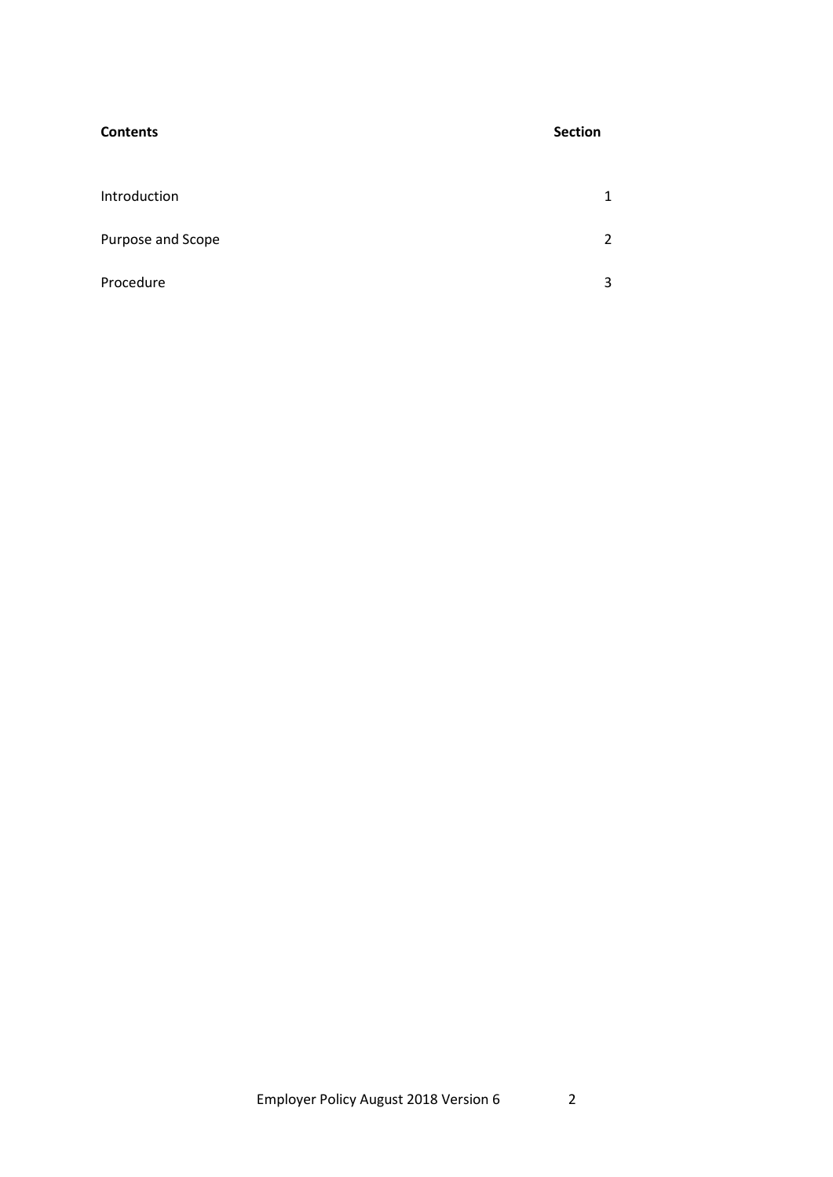| **Contents** | **Section** |
|---|---|
| Introduction | 1 |
| Purpose and Scope | 2 |
| Procedure | 3 |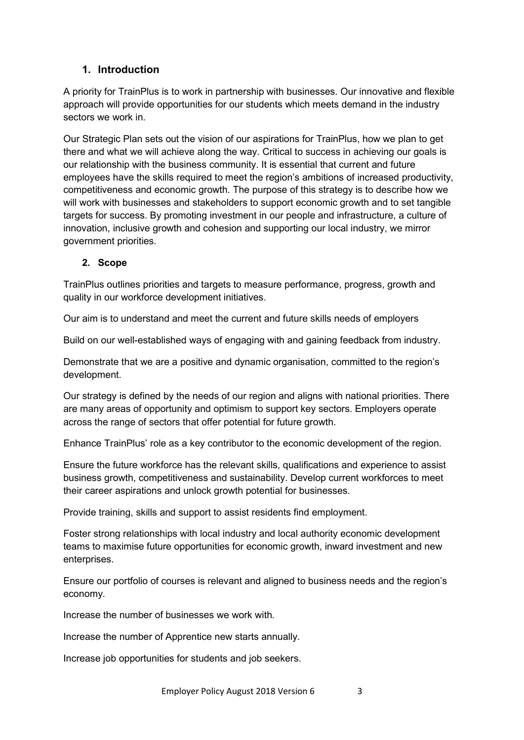## 1. Introduction

A priority for TrainPlus is to work in partnership with businesses. Our innovative and flexible approach will provide opportunities for our students which meets demand in the industry sectors we work in.

Our Strategic Plan sets out the vision of our aspirations for TrainPlus, how we plan to get there and what we will achieve along the way. Critical to success in achieving our goals is our relationship with the business community. It is essential that current and future employees have the skills required to meet the region's ambitions of increased productivity, competitiveness and economic growth. The purpose of this strategy is to describe how we will work with businesses and stakeholders to support economic growth and to set tangible targets for success. By promoting investment in our people and infrastructure, a culture of innovation, inclusive growth and cohesion and supporting our local industry, we mirror government priorities.

## 2. Scope

TrainPlus outlines priorities and targets to measure performance, progress, growth and quality in our workforce development initiatives.

Our aim is to understand and meet the current and future skills needs of employers

Build on our well-established ways of engaging with and gaining feedback from industry.

Demonstrate that we are a positive and dynamic organisation, committed to the region's development.

Our strategy is defined by the needs of our region and aligns with national priorities. There are many areas of opportunity and optimism to support key sectors. Employers operate across the range of sectors that offer potential for future growth.

Enhance TrainPlus' role as a key contributor to the economic development of the region.

Ensure the future workforce has the relevant skills, qualifications and experience to assist business growth, competitiveness and sustainability. Develop current workforces to meet their career aspirations and unlock growth potential for businesses.

Provide training, skills and support to assist residents find employment.

Foster strong relationships with local industry and local authority economic development teams to maximise future opportunities for economic growth, inward investment and new enterprises.

Ensure our portfolio of courses is relevant and aligned to business needs and the region's economy.

Increase the number of businesses we work with.

Increase the number of Apprentice new starts annually.

Increase job opportunities for students and job seekers.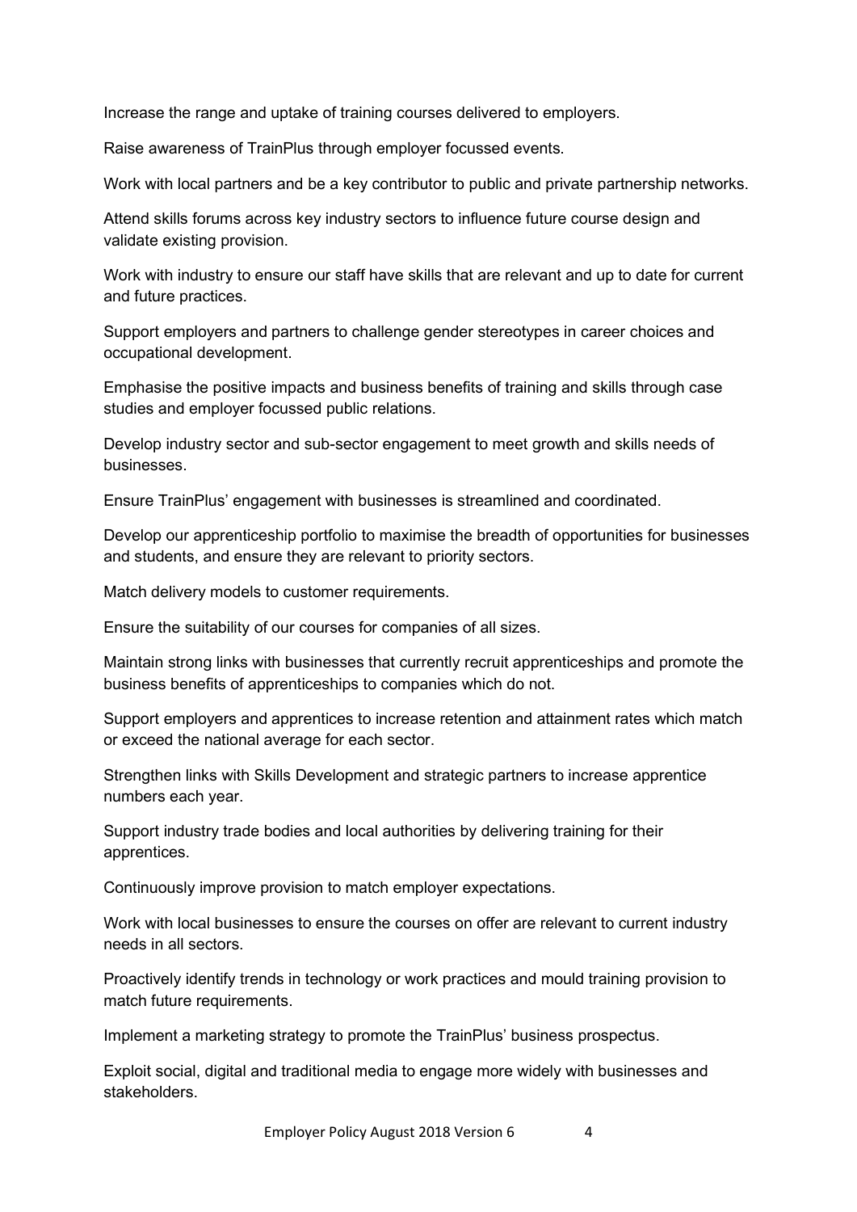Increase the range and uptake of training courses delivered to employers.

Raise awareness of TrainPlus through employer focussed events.

Work with local partners and be a key contributor to public and private partnership networks.

Attend skills forums across key industry sectors to influence future course design and validate existing provision.

Work with industry to ensure our staff have skills that are relevant and up to date for current and future practices.

Support employers and partners to challenge gender stereotypes in career choices and occupational development.

Emphasise the positive impacts and business benefits of training and skills through case studies and employer focussed public relations.

Develop industry sector and sub-sector engagement to meet growth and skills needs of businesses.

Ensure TrainPlus' engagement with businesses is streamlined and coordinated.

Develop our apprenticeship portfolio to maximise the breadth of opportunities for businesses and students, and ensure they are relevant to priority sectors.

Match delivery models to customer requirements.

Ensure the suitability of our courses for companies of all sizes.

Maintain strong links with businesses that currently recruit apprenticeships and promote the business benefits of apprenticeships to companies which do not.

Support employers and apprentices to increase retention and attainment rates which match or exceed the national average for each sector.

Strengthen links with Skills Development and strategic partners to increase apprentice numbers each year.

Support industry trade bodies and local authorities by delivering training for their apprentices.

Continuously improve provision to match employer expectations.

Work with local businesses to ensure the courses on offer are relevant to current industry needs in all sectors.

Proactively identify trends in technology or work practices and mould training provision to match future requirements.

Implement a marketing strategy to promote the TrainPlus' business prospectus.

Exploit social, digital and traditional media to engage more widely with businesses and stakeholders.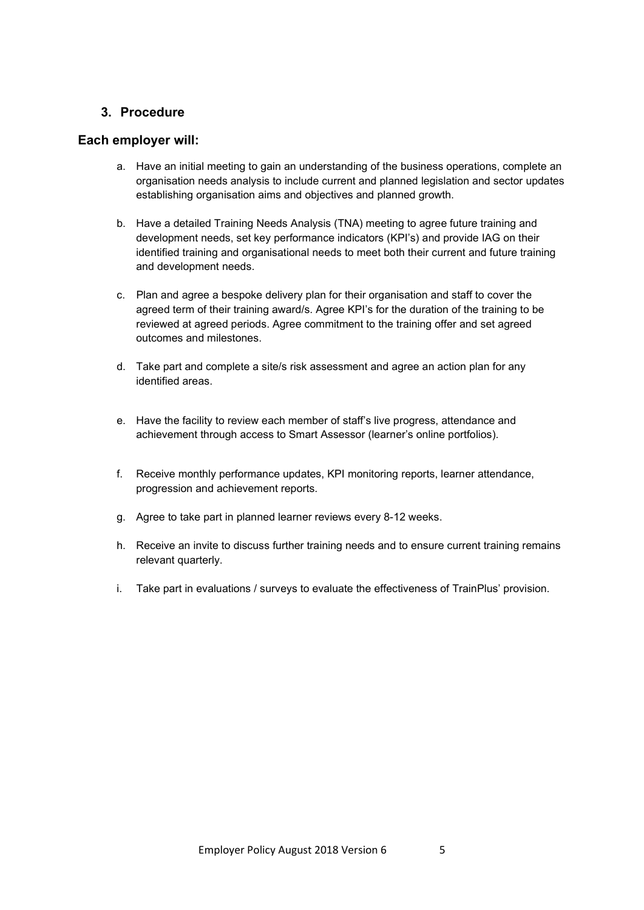## 3. Procedure

## Each employer will:

a. Have an initial meeting to gain an understanding of the business operations, complete an organisation needs analysis to include current and planned legislation and sector updates establishing organisation aims and objectives and planned growth.

b. Have a detailed Training Needs Analysis (TNA) meeting to agree future training and development needs, set key performance indicators (KPI's) and provide IAG on their identified training and organisational needs to meet both their current and future training and development needs.

c. Plan and agree a bespoke delivery plan for their organisation and staff to cover the agreed term of their training award/s. Agree KPI's for the duration of the training to be reviewed at agreed periods. Agree commitment to the training offer and set agreed outcomes and milestones.

d. Take part and complete a site/s risk assessment and agree an action plan for any identified areas.

e. Have the facility to review each member of staff's live progress, attendance and achievement through access to Smart Assessor (learner's online portfolios).

f. Receive monthly performance updates, KPI monitoring reports, learner attendance, progression and achievement reports.

g. Agree to take part in planned learner reviews every 8-12 weeks.

h. Receive an invite to discuss further training needs and to ensure current training remains relevant quarterly.

i. Take part in evaluations / surveys to evaluate the effectiveness of TrainPlus' provision.